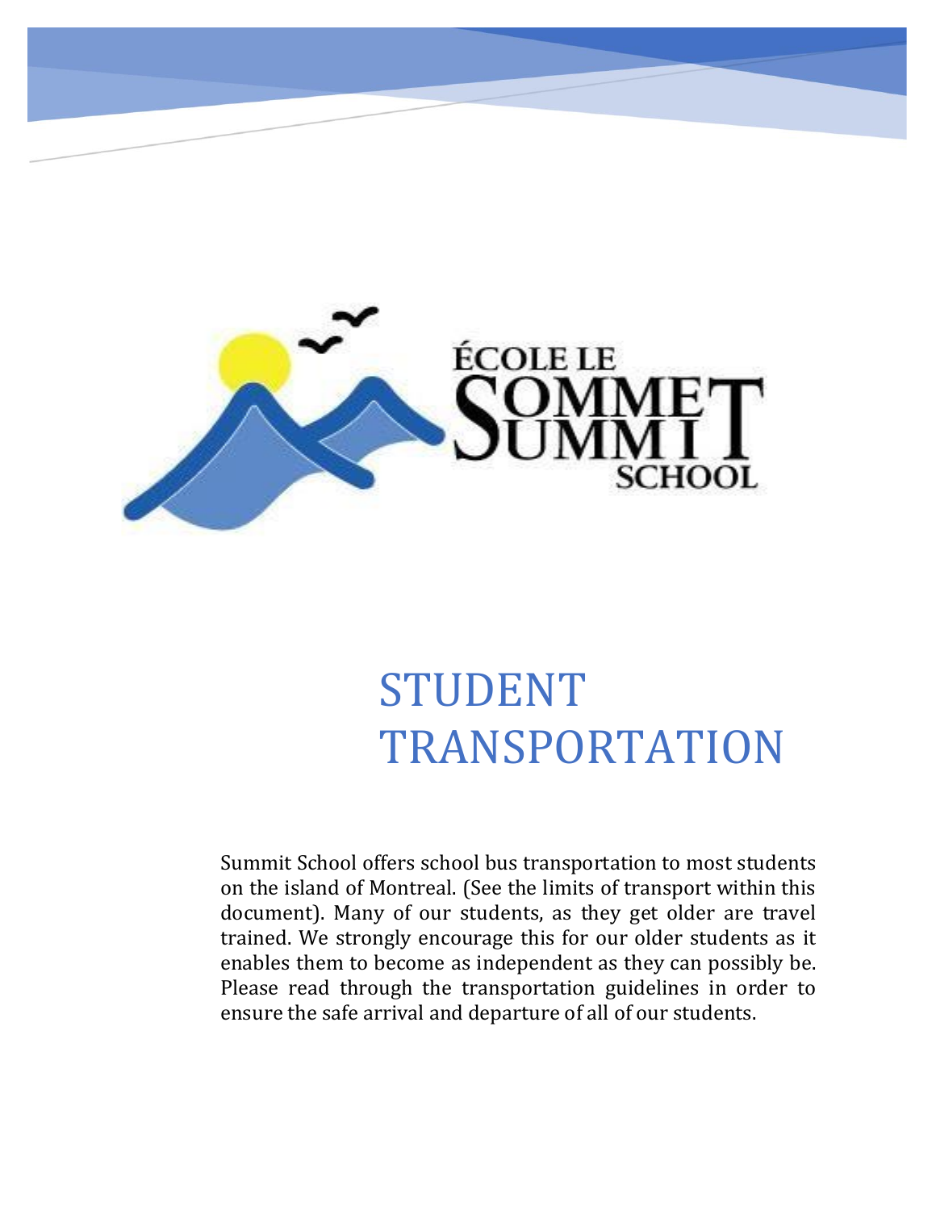ÉCOLE LE SOMMET SUMMIT SCHOOL

# STUDENT TRANSPORTATION

Summit School offers school bus transportation to most students on the island of Montreal. (See the limits of transport within this document). Many of our students, as they get older are travel trained. We strongly encourage this for our older students as it enables them to become as independent as they can possibly be. Please read through the transportation guidelines in order to ensure the safe arrival and departure of all of our students.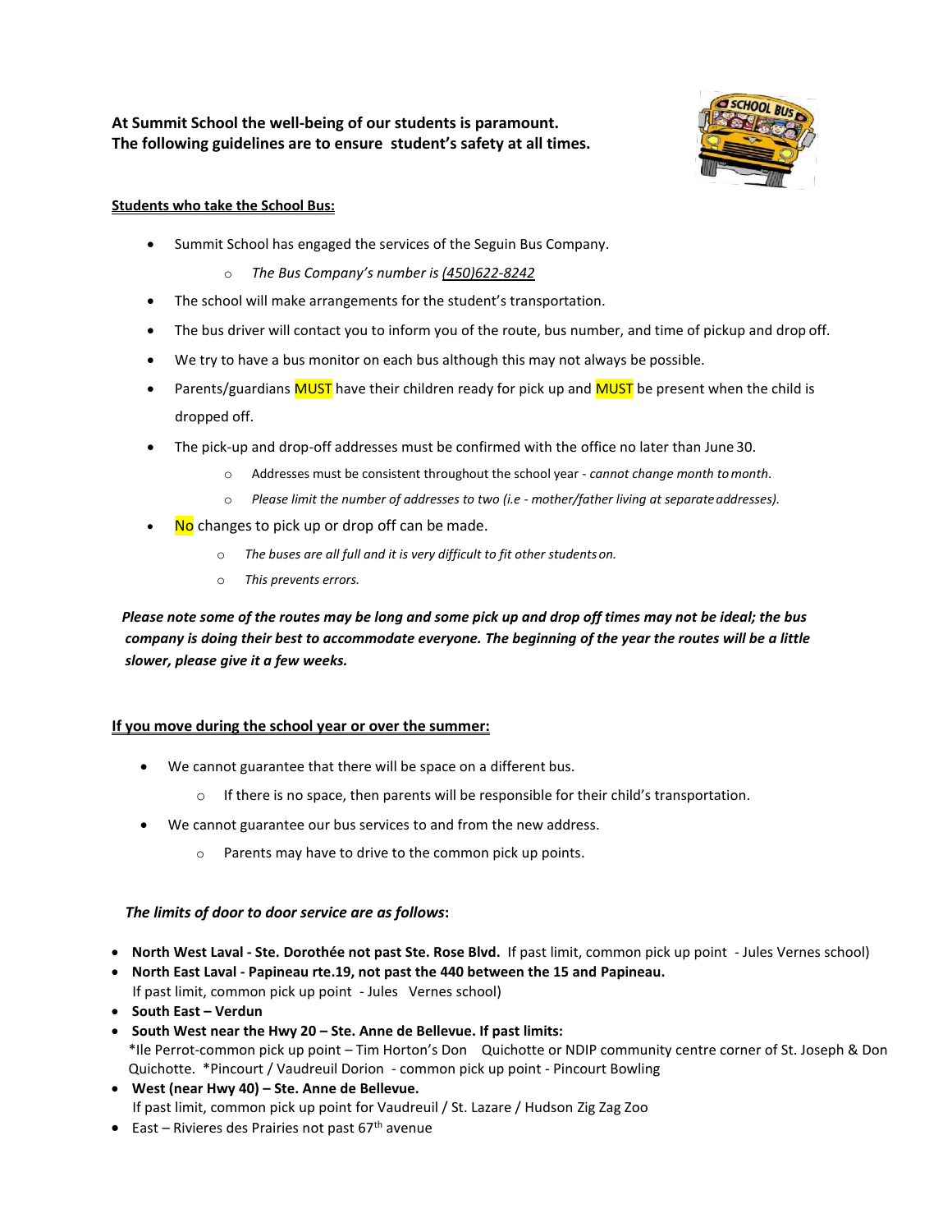**At Summit School the well-being of our students is paramount.**
**The following guidelines are to ensure student's safety at all times.**

**Students who take the School Bus:**

- Summit School has engaged the services of the Seguin Bus Company.
  - *The Bus Company's number is (450)622-8242*
- The school will make arrangements for the student's transportation.
- The bus driver will contact you to inform you of the route, bus number, and time of pickup and drop off.
- We try to have a bus monitor on each bus although this may not always be possible.
- Parents/guardians MUST have their children ready for pick up and MUST be present when the child is dropped off.
- The pick-up and drop-off addresses must be confirmed with the office no later than June 30.
  - Addresses must be consistent throughout the school year - *cannot change month to month.*
  - *Please limit the number of addresses to two (i.e - mother/father living at separate addresses).*
- No changes to pick up or drop off can be made.
  - *The buses are all full and it is very difficult to fit other students on.*
  - *This prevents errors.*

***Please note some of the routes may be long and some pick up and drop off times may not be ideal; the bus company is doing their best to accommodate everyone. The beginning of the year the routes will be a little slower, please give it a few weeks.***

**If you move during the school year or over the summer:**

- We cannot guarantee that there will be space on a different bus.
  - If there is no space, then parents will be responsible for their child's transportation.
- We cannot guarantee our bus services to and from the new address.
  - Parents may have to drive to the common pick up points.

***The limits of door to door service are as follows*:**

- **North West Laval - Ste. Dorothée not past Ste. Rose Blvd.** If past limit, common pick up point - Jules Vernes school)
- **North East Laval - Papineau rte.19, not past the 440 between the 15 and Papineau.** If past limit, common pick up point - Jules Vernes school)
- **South East – Verdun**
- **South West near the Hwy 20 – Ste. Anne de Bellevue. If past limits:** *Ile Perrot-common pick up point – Tim Horton's Don Quichotte or NDIP community centre corner of St. Joseph & Don Quichotte. *Pincourt / Vaudreuil Dorion - common pick up point - Pincourt Bowling
- **West (near Hwy 40) – Ste. Anne de Bellevue.** If past limit, common pick up point for Vaudreuil / St. Lazare / Hudson Zig Zag Zoo
- East – Rivieres des Prairies not past 67th avenue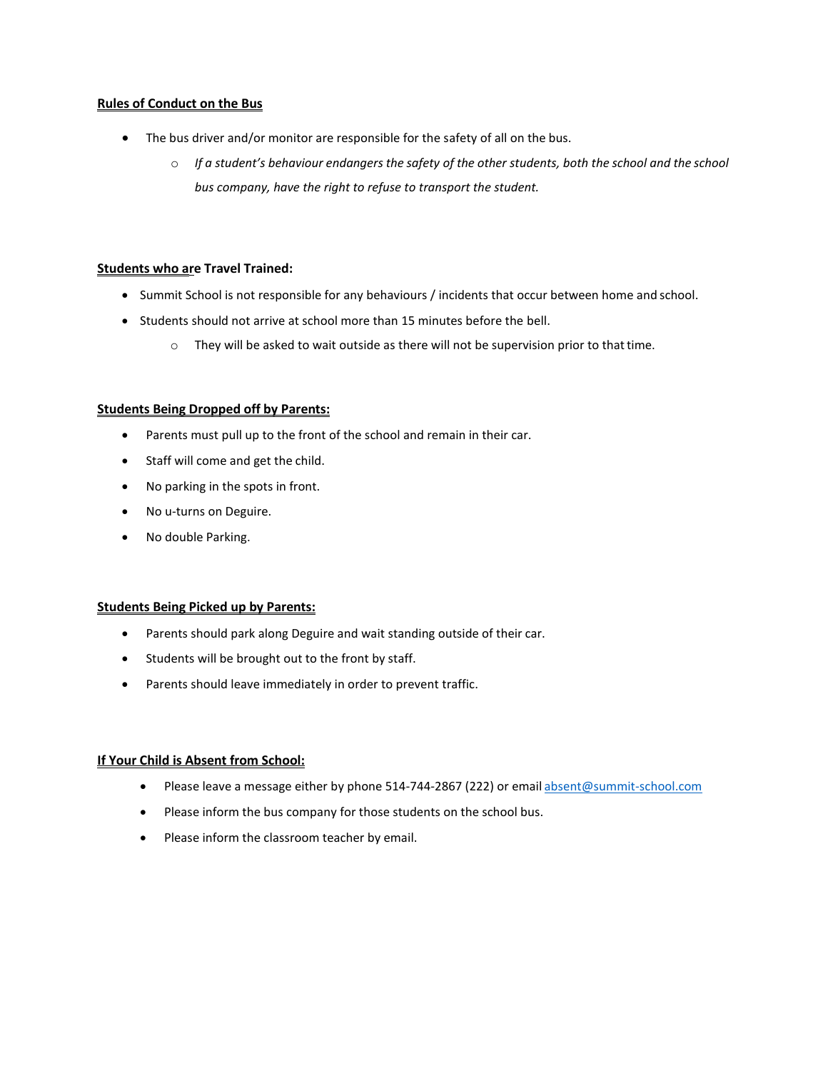**Rules of Conduct on the Bus**

- The bus driver and/or monitor are responsible for the safety of all on the bus.
  - *If a student's behaviour endangers the safety of the other students, both the school and the school bus company, have the right to refuse to transport the student.*

**Students who are Travel Trained:**

- Summit School is not responsible for any behaviours / incidents that occur between home and school.
- Students should not arrive at school more than 15 minutes before the bell.
  - They will be asked to wait outside as there will not be supervision prior to that time.

**Students Being Dropped off by Parents:**

- Parents must pull up to the front of the school and remain in their car.
- Staff will come and get the child.
- No parking in the spots in front.
- No u-turns on Deguire.
- No double Parking.

**Students Being Picked up by Parents:**

- Parents should park along Deguire and wait standing outside of their car.
- Students will be brought out to the front by staff.
- Parents should leave immediately in order to prevent traffic.

**If Your Child is Absent from School:**

- Please leave a message either by phone 514-744-2867 (222) or email absent@summit-school.com
- Please inform the bus company for those students on the school bus.
- Please inform the classroom teacher by email.